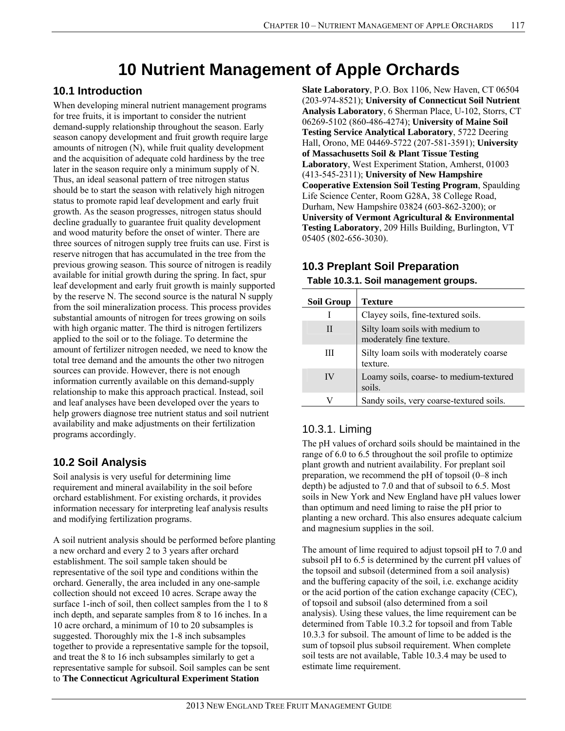# 10 Nutrient Management of Apple Orchards

## 10.1 Introduction

When developing mineral nutrient management programs for tree fruits, it is important to consider the nutrient demand-supply relationship throughout the season. Early season canopy development and fruit growth require large amounts of nitrogen (N), while fruit quality development and the acquisition of adequate cold hardiness by the tree later in the season require only a minimum supply of N. Thus, an ideal seasonal pattern of tree nitrogen status should be to start the season with relatively high nitrogen status to promote rapid leaf development and early fruit growth. As the season progresses, nitrogen status should decline gradually to guarantee fruit quality development and wood maturity before the onset of winter. There are three sources of nitrogen supply tree fruits can use. First is reserve nitrogen that has accumulated in the tree from the previous growing season. This source of nitrogen is readily available for initial growth during the spring. In fact, spur leaf development and early fruit growth is mainly supported by the reserve N. The second source is the natural N supply from the soil mineralization process. This process provides substantial amounts of nitrogen for trees growing on soils with high organic matter. The third is nitrogen fertilizers applied to the soil or to the foliage. To determine the amount of fertilizer nitrogen needed, we need to know the total tree demand and the amounts the other two nitrogen sources can provide. However, there is not enough information currently available on this demand-supply relationship to make this approach practical. Instead, soil and leaf analyses have been developed over the years to help growers diagnose tree nutrient status and soil nutrient availability and make adjustments on their fertilization programs accordingly.

## 10.2 Soil Analysis

Soil analysis is very useful for determining lime requirement and mineral availability in the soil before orchard establishment. For existing orchards, it provides information necessary for interpreting leaf analysis results and modifying fertilization programs.

A soil nutrient analysis should be performed before planting a new orchard and every 2 to 3 years after orchard establishment. The soil sample taken should be representative of the soil type and conditions within the orchard. Generally, the area included in any one-sample collection should not exceed 10 acres. Scrape away the surface 1-inch of soil, then collect samples from the 1 to 8 inch depth, and separate samples from 8 to 16 inches. In a 10 acre orchard, a minimum of 10 to 20 subsamples is suggested. Thoroughly mix the 1-8 inch subsamples together to provide a representative sample for the topsoil, and treat the 8 to 16 inch subsamples similarly to get a representative sample for subsoil. Soil samples can be sent to **The Connecticut Agricultural Experiment Station Slate Laboratory**, P.O. Box 1106, New Haven, CT 06504 (203-974-8521); **University of Connecticut Soil Nutrient Analysis Laboratory**, 6 Sherman Place, U-102, Storrs, CT 06269-5102 (860-486-4274); **University of Maine Soil Testing Service Analytical Laboratory**, 5722 Deering Hall, Orono, ME 04469-5722 (207-581-3591); **University of Massachusetts Soil & Plant Tissue Testing Laboratory**, West Experiment Station, Amherst, 01003 (413-545-2311); **University of New Hampshire Cooperative Extension Soil Testing Program**, Spaulding Life Science Center, Room G28A, 38 College Road, Durham, New Hampshire 03824 (603-862-3200); or **University of Vermont Agricultural & Environmental Testing Laboratory**, 209 Hills Building, Burlington, VT 05405 (802-656-3030).

## 10.3 Preplant Soil Preparation

**Table 10.3.1. Soil management groups.**

| Soil Group | Texture |
|---|---|
| I | Clayey soils, fine-textured soils. |
| II | Silty loam soils with medium to moderately fine texture. |
| III | Silty loam soils with moderately coarse texture. |
| IV | Loamy soils, coarse- to medium-textured soils. |
| V | Sandy soils, very coarse-textured soils. |

### 10.3.1. Liming

The pH values of orchard soils should be maintained in the range of 6.0 to 6.5 throughout the soil profile to optimize plant growth and nutrient availability. For preplant soil preparation, we recommend the pH of topsoil (0–8 inch depth) be adjusted to 7.0 and that of subsoil to 6.5. Most soils in New York and New England have pH values lower than optimum and need liming to raise the pH prior to planting a new orchard. This also ensures adequate calcium and magnesium supplies in the soil.

The amount of lime required to adjust topsoil pH to 7.0 and subsoil pH to 6.5 is determined by the current pH values of the topsoil and subsoil (determined from a soil analysis) and the buffering capacity of the soil, i.e. exchange acidity or the acid portion of the cation exchange capacity (CEC), of topsoil and subsoil (also determined from a soil analysis). Using these values, the lime requirement can be determined from Table 10.3.2 for topsoil and from Table 10.3.3 for subsoil. The amount of lime to be added is the sum of topsoil plus subsoil requirement. When complete soil tests are not available, Table 10.3.4 may be used to estimate lime requirement.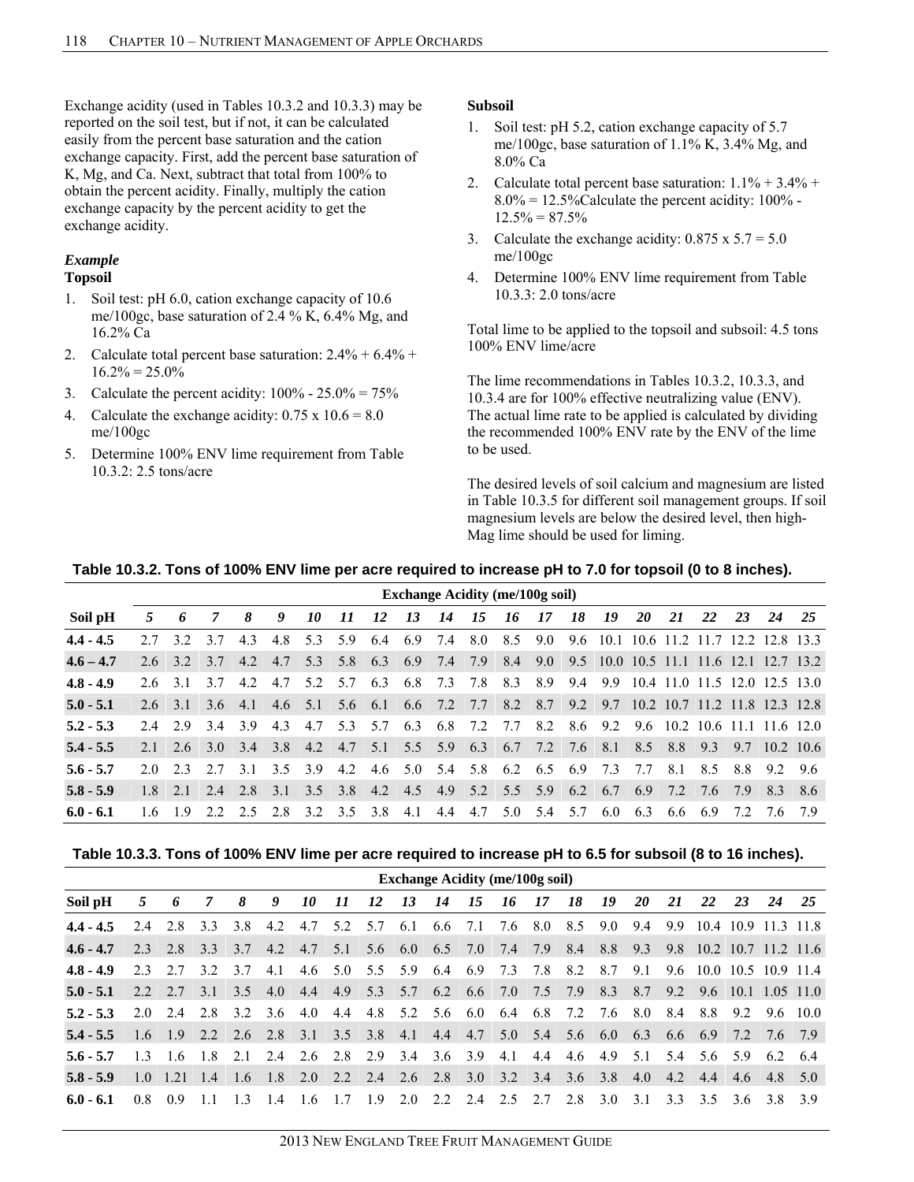Exchange acidity (used in Tables 10.3.2 and 10.3.3) may be reported on the soil test, but if not, it can be calculated easily from the percent base saturation and the cation exchange capacity. First, add the percent base saturation of K, Mg, and Ca. Next, subtract that total from 100% to obtain the percent acidity. Finally, multiply the cation exchange capacity by the percent acidity to get the exchange acidity.

### *Example*

**Topsoil**

1. Soil test: pH 6.0, cation exchange capacity of 10.6 me/100gc, base saturation of 2.4 % K, 6.4% Mg, and 16.2% Ca
2. Calculate total percent base saturation: 2.4% + 6.4% + 16.2% = 25.0%
3. Calculate the percent acidity: 100% - 25.0% = 75%
4. Calculate the exchange acidity: 0.75 x 10.6 = 8.0 me/100gc
5. Determine 100% ENV lime requirement from Table 10.3.2: 2.5 tons/acre

**Subsoil**

1. Soil test: pH 5.2, cation exchange capacity of 5.7 me/100gc, base saturation of 1.1% K, 3.4% Mg, and 8.0% Ca
2. Calculate total percent base saturation: 1.1% + 3.4% + 8.0% = 12.5%Calculate the percent acidity: 100% - 12.5% = 87.5%
3. Calculate the exchange acidity: 0.875 x 5.7 = 5.0 me/100gc
4. Determine 100% ENV lime requirement from Table 10.3.3: 2.0 tons/acre

Total lime to be applied to the topsoil and subsoil: 4.5 tons 100% ENV lime/acre

The lime recommendations in Tables 10.3.2, 10.3.3, and 10.3.4 are for 100% effective neutralizing value (ENV). The actual lime rate to be applied is calculated by dividing the recommended 100% ENV rate by the ENV of the lime to be used.

The desired levels of soil calcium and magnesium are listed in Table 10.3.5 for different soil management groups. If soil magnesium levels are below the desired level, then high-Mag lime should be used for liming.

**Table 10.3.2. Tons of 100% ENV lime per acre required to increase pH to 7.0 for topsoil (0 to 8 inches).**

| | Exchange Acidity (me/100g soil) | | | | | | | | | | | | | | | | | | | | |
|---|---|---|---|---|---|---|---|---|---|---|---|---|---|---|---|---|---|---|---|---|---|
| **Soil pH** | *5* | *6* | *7* | *8* | *9* | *10* | *11* | *12* | *13* | *14* | *15* | *16* | *17* | *18* | *19* | *20* | *21* | *22* | *23* | *24* | *25* |
| **4.4 - 4.5** | 2.7 | 3.2 | 3.7 | 4.3 | 4.8 | 5.3 | 5.9 | 6.4 | 6.9 | 7.4 | 8.0 | 8.5 | 9.0 | 9.6 | 10.1 | 10.6 | 11.2 | 11.7 | 12.2 | 12.8 | 13.3 |
| **4.6 – 4.7** | 2.6 | 3.2 | 3.7 | 4.2 | 4.7 | 5.3 | 5.8 | 6.3 | 6.9 | 7.4 | 7.9 | 8.4 | 9.0 | 9.5 | 10.0 | 10.5 | 11.1 | 11.6 | 12.1 | 12.7 | 13.2 |
| **4.8 - 4.9** | 2.6 | 3.1 | 3.7 | 4.2 | 4.7 | 5.2 | 5.7 | 6.3 | 6.8 | 7.3 | 7.8 | 8.3 | 8.9 | 9.4 | 9.9 | 10.4 | 11.0 | 11.5 | 12.0 | 12.5 | 13.0 |
| **5.0 - 5.1** | 2.6 | 3.1 | 3.6 | 4.1 | 4.6 | 5.1 | 5.6 | 6.1 | 6.6 | 7.2 | 7.7 | 8.2 | 8.7 | 9.2 | 9.7 | 10.2 | 10.7 | 11.2 | 11.8 | 12.3 | 12.8 |
| **5.2 - 5.3** | 2.4 | 2.9 | 3.4 | 3.9 | 4.3 | 4.7 | 5.3 | 5.7 | 6.3 | 6.8 | 7.2 | 7.7 | 8.2 | 8.6 | 9.2 | 9.6 | 10.2 | 10.6 | 11.1 | 11.6 | 12.0 |
| **5.4 - 5.5** | 2.1 | 2.6 | 3.0 | 3.4 | 3.8 | 4.2 | 4.7 | 5.1 | 5.5 | 5.9 | 6.3 | 6.7 | 7.2 | 7.6 | 8.1 | 8.5 | 8.8 | 9.3 | 9.7 | 10.2 | 10.6 |
| **5.6 - 5.7** | 2.0 | 2.3 | 2.7 | 3.1 | 3.5 | 3.9 | 4.2 | 4.6 | 5.0 | 5.4 | 5.8 | 6.2 | 6.5 | 6.9 | 7.3 | 7.7 | 8.1 | 8.5 | 8.8 | 9.2 | 9.6 |
| **5.8 - 5.9** | 1.8 | 2.1 | 2.4 | 2.8 | 3.1 | 3.5 | 3.8 | 4.2 | 4.5 | 4.9 | 5.2 | 5.5 | 5.9 | 6.2 | 6.7 | 6.9 | 7.2 | 7.6 | 7.9 | 8.3 | 8.6 |
| **6.0 - 6.1** | 1.6 | 1.9 | 2.2 | 2.5 | 2.8 | 3.2 | 3.5 | 3.8 | 4.1 | 4.4 | 4.7 | 5.0 | 5.4 | 5.7 | 6.0 | 6.3 | 6.6 | 6.9 | 7.2 | 7.6 | 7.9 |

**Table 10.3.3. Tons of 100% ENV lime per acre required to increase pH to 6.5 for subsoil (8 to 16 inches).**

| | Exchange Acidity (me/100g soil) | | | | | | | | | | | | | | | | | | | | |
|---|---|---|---|---|---|---|---|---|---|---|---|---|---|---|---|---|---|---|---|---|---|
| **Soil pH** | *5* | *6* | *7* | *8* | *9* | *10* | *11* | *12* | *13* | *14* | *15* | *16* | *17* | *18* | *19* | *20* | *21* | *22* | *23* | *24* | *25* |
| **4.4 - 4.5** | 2.4 | 2.8 | 3.3 | 3.8 | 4.2 | 4.7 | 5.2 | 5.7 | 6.1 | 6.6 | 7.1 | 7.6 | 8.0 | 8.5 | 9.0 | 9.4 | 9.9 | 10.4 | 10.9 | 11.3 | 11.8 |
| **4.6 - 4.7** | 2.3 | 2.8 | 3.3 | 3.7 | 4.2 | 4.7 | 5.1 | 5.6 | 6.0 | 6.5 | 7.0 | 7.4 | 7.9 | 8.4 | 8.8 | 9.3 | 9.8 | 10.2 | 10.7 | 11.2 | 11.6 |
| **4.8 - 4.9** | 2.3 | 2.7 | 3.2 | 3.7 | 4.1 | 4.6 | 5.0 | 5.5 | 5.9 | 6.4 | 6.9 | 7.3 | 7.8 | 8.2 | 8.7 | 9.1 | 9.6 | 10.0 | 10.5 | 10.9 | 11.4 |
| **5.0 - 5.1** | 2.2 | 2.7 | 3.1 | 3.5 | 4.0 | 4.4 | 4.9 | 5.3 | 5.7 | 6.2 | 6.6 | 7.0 | 7.5 | 7.9 | 8.3 | 8.7 | 9.2 | 9.6 | 10.1 | 1.05 | 11.0 |
| **5.2 - 5.3** | 2.0 | 2.4 | 2.8 | 3.2 | 3.6 | 4.0 | 4.4 | 4.8 | 5.2 | 5.6 | 6.0 | 6.4 | 6.8 | 7.2 | 7.6 | 8.0 | 8.4 | 8.8 | 9.2 | 9.6 | 10.0 |
| **5.4 - 5.5** | 1.6 | 1.9 | 2.2 | 2.6 | 2.8 | 3.1 | 3.5 | 3.8 | 4.1 | 4.4 | 4.7 | 5.0 | 5.4 | 5.6 | 6.0 | 6.3 | 6.6 | 6.9 | 7.2 | 7.6 | 7.9 |
| **5.6 - 5.7** | 1.3 | 1.6 | 1.8 | 2.1 | 2.4 | 2.6 | 2.8 | 2.9 | 3.4 | 3.6 | 3.9 | 4.1 | 4.4 | 4.6 | 4.9 | 5.1 | 5.4 | 5.6 | 5.9 | 6.2 | 6.4 |
| **5.8 - 5.9** | 1.0 | 1.21 | 1.4 | 1.6 | 1.8 | 2.0 | 2.2 | 2.4 | 2.6 | 2.8 | 3.0 | 3.2 | 3.4 | 3.6 | 3.8 | 4.0 | 4.2 | 4.4 | 4.6 | 4.8 | 5.0 |
| **6.0 - 6.1** | 0.8 | 0.9 | 1.1 | 1.3 | 1.4 | 1.6 | 1.7 | 1.9 | 2.0 | 2.2 | 2.4 | 2.5 | 2.7 | 2.8 | 3.0 | 3.1 | 3.3 | 3.5 | 3.6 | 3.8 | 3.9 |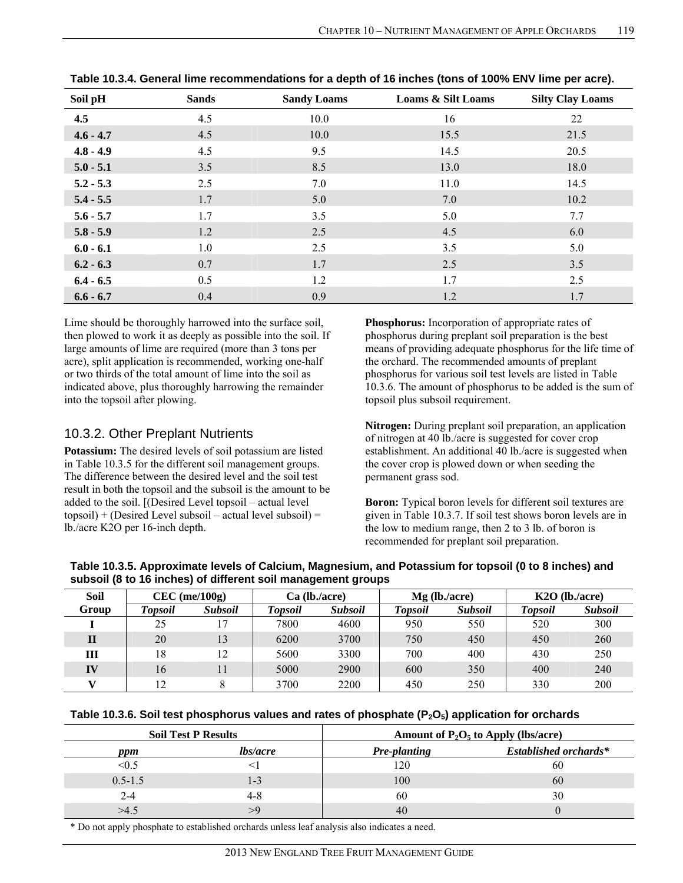**Table 10.3.4. General lime recommendations for a depth of 16 inches (tons of 100% ENV lime per acre).**

| Soil pH | Sands | Sandy Loams | Loams & Silt Loams | Silty Clay Loams |
|---|---|---|---|---|
| **4.5** | 4.5 | 10.0 | 16 | 22 |
| **4.6 - 4.7** | 4.5 | 10.0 | 15.5 | 21.5 |
| **4.8 - 4.9** | 4.5 | 9.5 | 14.5 | 20.5 |
| **5.0 - 5.1** | 3.5 | 8.5 | 13.0 | 18.0 |
| **5.2 - 5.3** | 2.5 | 7.0 | 11.0 | 14.5 |
| **5.4 - 5.5** | 1.7 | 5.0 | 7.0 | 10.2 |
| **5.6 - 5.7** | 1.7 | 3.5 | 5.0 | 7.7 |
| **5.8 - 5.9** | 1.2 | 2.5 | 4.5 | 6.0 |
| **6.0 - 6.1** | 1.0 | 2.5 | 3.5 | 5.0 |
| **6.2 - 6.3** | 0.7 | 1.7 | 2.5 | 3.5 |
| **6.4 - 6.5** | 0.5 | 1.2 | 1.7 | 2.5 |
| **6.6 - 6.7** | 0.4 | 0.9 | 1.2 | 1.7 |

Lime should be thoroughly harrowed into the surface soil, then plowed to work it as deeply as possible into the soil. If large amounts of lime are required (more than 3 tons per acre), split application is recommended, working one-half or two thirds of the total amount of lime into the soil as indicated above, plus thoroughly harrowing the remainder into the topsoil after plowing.

## 10.3.2. Other Preplant Nutrients

**Potassium:** The desired levels of soil potassium are listed in Table 10.3.5 for the different soil management groups. The difference between the desired level and the soil test result in both the topsoil and the subsoil is the amount to be added to the soil. [(Desired Level topsoil – actual level topsoil) + (Desired Level subsoil – actual level subsoil) = lb./acre K2O per 16-inch depth.

**Phosphorus:** Incorporation of appropriate rates of phosphorus during preplant soil preparation is the best means of providing adequate phosphorus for the life time of the orchard. The recommended amounts of preplant phosphorus for various soil test levels are listed in Table 10.3.6. The amount of phosphorus to be added is the sum of topsoil plus subsoil requirement.

**Nitrogen:** During preplant soil preparation, an application of nitrogen at 40 lb./acre is suggested for cover crop establishment. An additional 40 lb./acre is suggested when the cover crop is plowed down or when seeding the permanent grass sod.

**Boron:** Typical boron levels for different soil textures are given in Table 10.3.7. If soil test shows boron levels are in the low to medium range, then 2 to 3 lb. of boron is recommended for preplant soil preparation.

**Table 10.3.5. Approximate levels of Calcium, Magnesium, and Potassium for topsoil (0 to 8 inches) and subsoil (8 to 16 inches) of different soil management groups**

| Soil Group | CEC (me/100g) | | Ca (lb./acre) | | Mg (lb./acre) | | K2O (lb./acre) | |
|---|---|---|---|---|---|---|---|---|
| | *Topsoil* | *Subsoil* | *Topsoil* | *Subsoil* | *Topsoil* | *Subsoil* | *Topsoil* | *Subsoil* |
| **I** | 25 | 17 | 7800 | 4600 | 950 | 550 | 520 | 300 |
| **II** | 20 | 13 | 6200 | 3700 | 750 | 450 | 450 | 260 |
| **III** | 18 | 12 | 5600 | 3300 | 700 | 400 | 430 | 250 |
| **IV** | 16 | 11 | 5000 | 2900 | 600 | 350 | 400 | 240 |
| **V** | 12 | 8 | 3700 | 2200 | 450 | 250 | 330 | 200 |

**Table 10.3.6. Soil test phosphorus values and rates of phosphate ($P_2O_5$) application for orchards**

| Soil Test P Results | | Amount of $P_2O_5$ to Apply (lbs/acre) | |
|---|---|---|---|
| *ppm* | *lbs/acre* | *Pre-planting* | *Established orchards\** |
| <0.5 | <1 | 120 | 60 |
| 0.5-1.5 | 1-3 | 100 | 60 |
| 2-4 | 4-8 | 60 | 30 |
| >4.5 | >9 | 40 | 0 |

\* Do not apply phosphate to established orchards unless leaf analysis also indicates a need.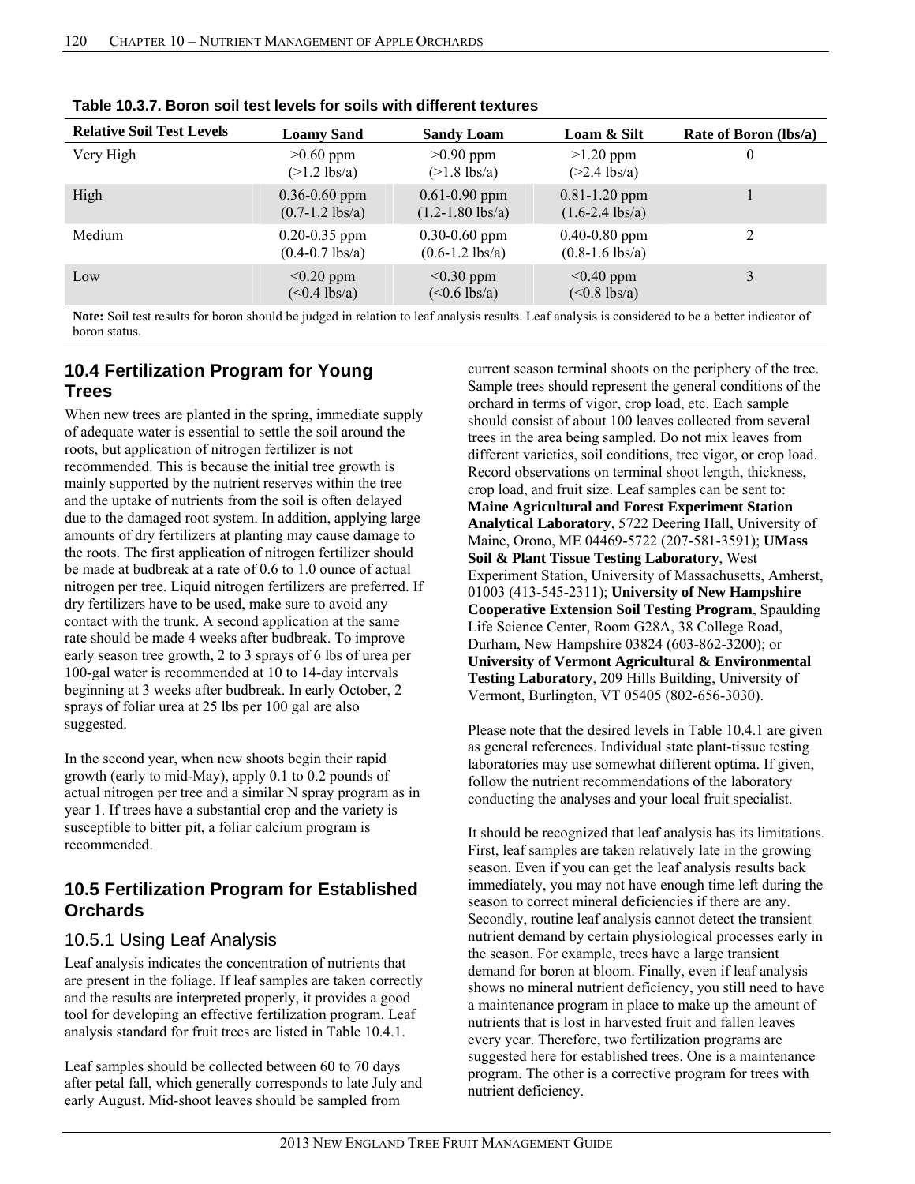**Table 10.3.7. Boron soil test levels for soils with different textures**

| Relative Soil Test Levels | Loamy Sand | Sandy Loam | Loam & Silt | Rate of Boron (lbs/a) |
|---|---|---|---|---|
| Very High | >0.60 ppm (>1.2 lbs/a) | >0.90 ppm (>1.8 lbs/a) | >1.20 ppm (>2.4 lbs/a) | 0 |
| High | 0.36-0.60 ppm (0.7-1.2 lbs/a) | 0.61-0.90 ppm (1.2-1.80 lbs/a) | 0.81-1.20 ppm (1.6-2.4 lbs/a) | 1 |
| Medium | 0.20-0.35 ppm (0.4-0.7 lbs/a) | 0.30-0.60 ppm (0.6-1.2 lbs/a) | 0.40-0.80 ppm (0.8-1.6 lbs/a) | 2 |
| Low | <0.20 ppm (<0.4 lbs/a) | <0.30 ppm (<0.6 lbs/a) | <0.40 ppm (<0.8 lbs/a) | 3 |

**Note:** Soil test results for boron should be judged in relation to leaf analysis results. Leaf analysis is considered to be a better indicator of boron status.

## 10.4 Fertilization Program for Young Trees

When new trees are planted in the spring, immediate supply of adequate water is essential to settle the soil around the roots, but application of nitrogen fertilizer is not recommended. This is because the initial tree growth is mainly supported by the nutrient reserves within the tree and the uptake of nutrients from the soil is often delayed due to the damaged root system. In addition, applying large amounts of dry fertilizers at planting may cause damage to the roots. The first application of nitrogen fertilizer should be made at budbreak at a rate of 0.6 to 1.0 ounce of actual nitrogen per tree. Liquid nitrogen fertilizers are preferred. If dry fertilizers have to be used, make sure to avoid any contact with the trunk. A second application at the same rate should be made 4 weeks after budbreak. To improve early season tree growth, 2 to 3 sprays of 6 lbs of urea per 100-gal water is recommended at 10 to 14-day intervals beginning at 3 weeks after budbreak. In early October, 2 sprays of foliar urea at 25 lbs per 100 gal are also suggested.

In the second year, when new shoots begin their rapid growth (early to mid-May), apply 0.1 to 0.2 pounds of actual nitrogen per tree and a similar N spray program as in year 1. If trees have a substantial crop and the variety is susceptible to bitter pit, a foliar calcium program is recommended.

## 10.5 Fertilization Program for Established Orchards

### 10.5.1 Using Leaf Analysis

Leaf analysis indicates the concentration of nutrients that are present in the foliage. If leaf samples are taken correctly and the results are interpreted properly, it provides a good tool for developing an effective fertilization program. Leaf analysis standard for fruit trees are listed in Table 10.4.1.

Leaf samples should be collected between 60 to 70 days after petal fall, which generally corresponds to late July and early August. Mid-shoot leaves should be sampled from current season terminal shoots on the periphery of the tree. Sample trees should represent the general conditions of the orchard in terms of vigor, crop load, etc. Each sample should consist of about 100 leaves collected from several trees in the area being sampled. Do not mix leaves from different varieties, soil conditions, tree vigor, or crop load. Record observations on terminal shoot length, thickness, crop load, and fruit size. Leaf samples can be sent to: **Maine Agricultural and Forest Experiment Station Analytical Laboratory**, 5722 Deering Hall, University of Maine, Orono, ME 04469-5722 (207-581-3591); **UMass Soil & Plant Tissue Testing Laboratory**, West Experiment Station, University of Massachusetts, Amherst, 01003 (413-545-2311); **University of New Hampshire Cooperative Extension Soil Testing Program**, Spaulding Life Science Center, Room G28A, 38 College Road, Durham, New Hampshire 03824 (603-862-3200); or **University of Vermont Agricultural & Environmental Testing Laboratory**, 209 Hills Building, University of Vermont, Burlington, VT 05405 (802-656-3030).

Please note that the desired levels in Table 10.4.1 are given as general references. Individual state plant-tissue testing laboratories may use somewhat different optima. If given, follow the nutrient recommendations of the laboratory conducting the analyses and your local fruit specialist.

It should be recognized that leaf analysis has its limitations. First, leaf samples are taken relatively late in the growing season. Even if you can get the leaf analysis results back immediately, you may not have enough time left during the season to correct mineral deficiencies if there are any. Secondly, routine leaf analysis cannot detect the transient nutrient demand by certain physiological processes early in the season. For example, trees have a large transient demand for boron at bloom. Finally, even if leaf analysis shows no mineral nutrient deficiency, you still need to have a maintenance program in place to make up the amount of nutrients that is lost in harvested fruit and fallen leaves every year. Therefore, two fertilization programs are suggested here for established trees. One is a maintenance program. The other is a corrective program for trees with nutrient deficiency.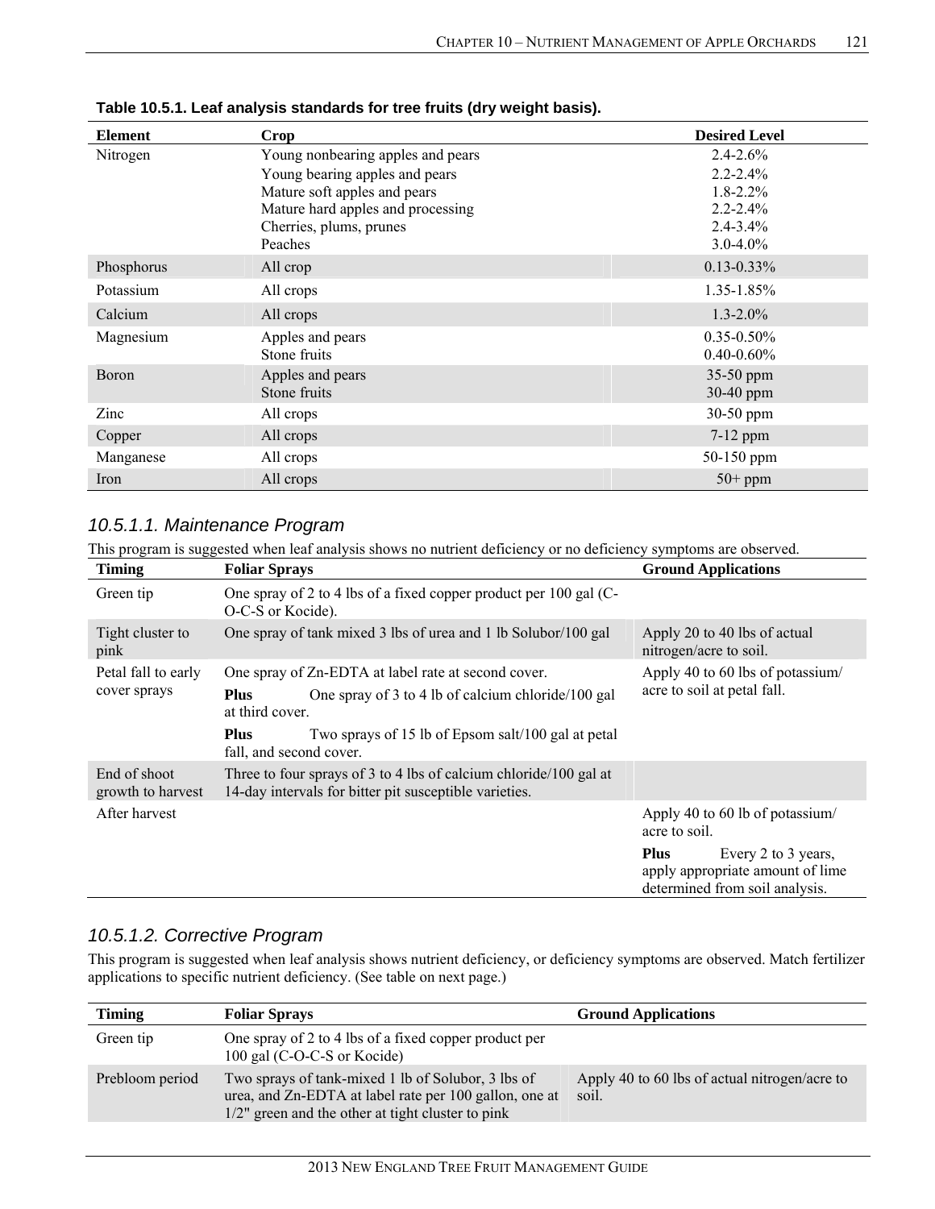**Table 10.5.1. Leaf analysis standards for tree fruits (dry weight basis).**

| Element | Crop | Desired Level |
|---|---|---|
| Nitrogen | Young nonbearing apples and pears | 2.4-2.6% |
| | Young bearing apples and pears | 2.2-2.4% |
| | Mature soft apples and pears | 1.8-2.2% |
| | Mature hard apples and processing | 2.2-2.4% |
| | Cherries, plums, prunes | 2.4-3.4% |
| | Peaches | 3.0-4.0% |
| Phosphorus | All crop | 0.13-0.33% |
| Potassium | All crops | 1.35-1.85% |
| Calcium | All crops | 1.3-2.0% |
| Magnesium | Apples and pears | 0.35-0.50% |
| | Stone fruits | 0.40-0.60% |
| Boron | Apples and pears | 35-50 ppm |
| | Stone fruits | 30-40 ppm |
| Zinc | All crops | 30-50 ppm |
| Copper | All crops | 7-12 ppm |
| Manganese | All crops | 50-150 ppm |
| Iron | All crops | 50+ ppm |

### *10.5.1.1. Maintenance Program*

This program is suggested when leaf analysis shows no nutrient deficiency or no deficiency symptoms are observed.

| Timing | Foliar Sprays | Ground Applications |
|---|---|---|
| Green tip | One spray of 2 to 4 lbs of a fixed copper product per 100 gal (C-O-C-S or Kocide). | |
| Tight cluster to pink | One spray of tank mixed 3 lbs of urea and 1 lb Solubor/100 gal | Apply 20 to 40 lbs of actual nitrogen/acre to soil. |
| Petal fall to early cover sprays | One spray of Zn-EDTA at label rate at second cover.<br>**Plus** One spray of 3 to 4 lb of calcium chloride/100 gal at third cover.<br>**Plus** Two sprays of 15 lb of Epsom salt/100 gal at petal fall, and second cover. | Apply 40 to 60 lbs of potassium/acre to soil at petal fall. |
| End of shoot growth to harvest | Three to four sprays of 3 to 4 lbs of calcium chloride/100 gal at 14-day intervals for bitter pit susceptible varieties. | |
| After harvest | | Apply 40 to 60 lb of potassium/acre to soil.<br>**Plus** Every 2 to 3 years, apply appropriate amount of lime determined from soil analysis. |

### *10.5.1.2. Corrective Program*

This program is suggested when leaf analysis shows nutrient deficiency, or deficiency symptoms are observed. Match fertilizer applications to specific nutrient deficiency. (See table on next page.)

| Timing | Foliar Sprays | Ground Applications |
|---|---|---|
| Green tip | One spray of 2 to 4 lbs of a fixed copper product per 100 gal (C-O-C-S or Kocide) | |
| Prebloom period | Two sprays of tank-mixed 1 lb of Solubor, 3 lbs of urea, and Zn-EDTA at label rate per 100 gallon, one at 1/2" green and the other at tight cluster to pink | Apply 40 to 60 lbs of actual nitrogen/acre to soil. |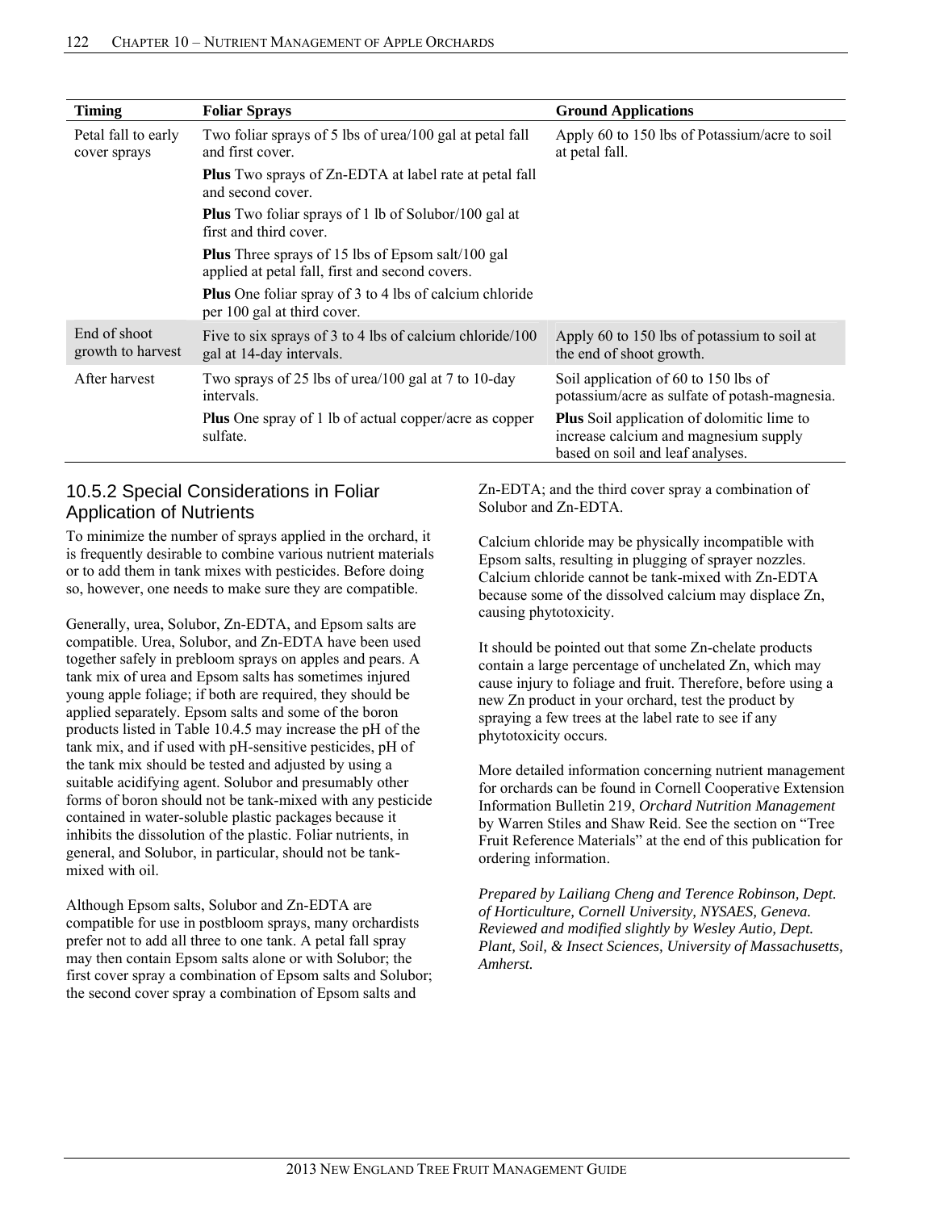| Timing | Foliar Sprays | Ground Applications |
|---|---|---|
| Petal fall to early cover sprays | Two foliar sprays of 5 lbs of urea/100 gal at petal fall and first cover.<br>**Plus** Two sprays of Zn-EDTA at label rate at petal fall and second cover.<br>**Plus** Two foliar sprays of 1 lb of Solubor/100 gal at first and third cover.<br>**Plus** Three sprays of 15 lbs of Epsom salt/100 gal applied at petal fall, first and second covers.<br>**Plus** One foliar spray of 3 to 4 lbs of calcium chloride per 100 gal at third cover. | Apply 60 to 150 lbs of Potassium/acre to soil at petal fall. |
| End of shoot growth to harvest | Five to six sprays of 3 to 4 lbs of calcium chloride/100 gal at 14-day intervals. | Apply 60 to 150 lbs of potassium to soil at the end of shoot growth. |
| After harvest | Two sprays of 25 lbs of urea/100 gal at 7 to 10-day intervals.<br>P**lus** One spray of 1 lb of actual copper/acre as copper sulfate. | Soil application of 60 to 150 lbs of potassium/acre as sulfate of potash-magnesia.<br>**Plus** Soil application of dolomitic lime to increase calcium and magnesium supply based on soil and leaf analyses. |

### 10.5.2 Special Considerations in Foliar Application of Nutrients

To minimize the number of sprays applied in the orchard, it is frequently desirable to combine various nutrient materials or to add them in tank mixes with pesticides. Before doing so, however, one needs to make sure they are compatible.

Generally, urea, Solubor, Zn-EDTA, and Epsom salts are compatible. Urea, Solubor, and Zn-EDTA have been used together safely in prebloom sprays on apples and pears. A tank mix of urea and Epsom salts has sometimes injured young apple foliage; if both are required, they should be applied separately. Epsom salts and some of the boron products listed in Table 10.4.5 may increase the pH of the tank mix, and if used with pH-sensitive pesticides, pH of the tank mix should be tested and adjusted by using a suitable acidifying agent. Solubor and presumably other forms of boron should not be tank-mixed with any pesticide contained in water-soluble plastic packages because it inhibits the dissolution of the plastic. Foliar nutrients, in general, and Solubor, in particular, should not be tank-mixed with oil.

Although Epsom salts, Solubor and Zn-EDTA are compatible for use in postbloom sprays, many orchardists prefer not to add all three to one tank. A petal fall spray may then contain Epsom salts alone or with Solubor; the first cover spray a combination of Epsom salts and Solubor; the second cover spray a combination of Epsom salts and Zn-EDTA; and the third cover spray a combination of Solubor and Zn-EDTA.

Calcium chloride may be physically incompatible with Epsom salts, resulting in plugging of sprayer nozzles. Calcium chloride cannot be tank-mixed with Zn-EDTA because some of the dissolved calcium may displace Zn, causing phytotoxicity.

It should be pointed out that some Zn-chelate products contain a large percentage of unchelated Zn, which may cause injury to foliage and fruit. Therefore, before using a new Zn product in your orchard, test the product by spraying a few trees at the label rate to see if any phytotoxicity occurs.

More detailed information concerning nutrient management for orchards can be found in Cornell Cooperative Extension Information Bulletin 219, *Orchard Nutrition Management* by Warren Stiles and Shaw Reid. See the section on "Tree Fruit Reference Materials" at the end of this publication for ordering information.

*Prepared by Lailiang Cheng and Terence Robinson, Dept. of Horticulture, Cornell University, NYSAES, Geneva. Reviewed and modified slightly by Wesley Autio, Dept. Plant, Soil, & Insect Sciences, University of Massachusetts, Amherst.*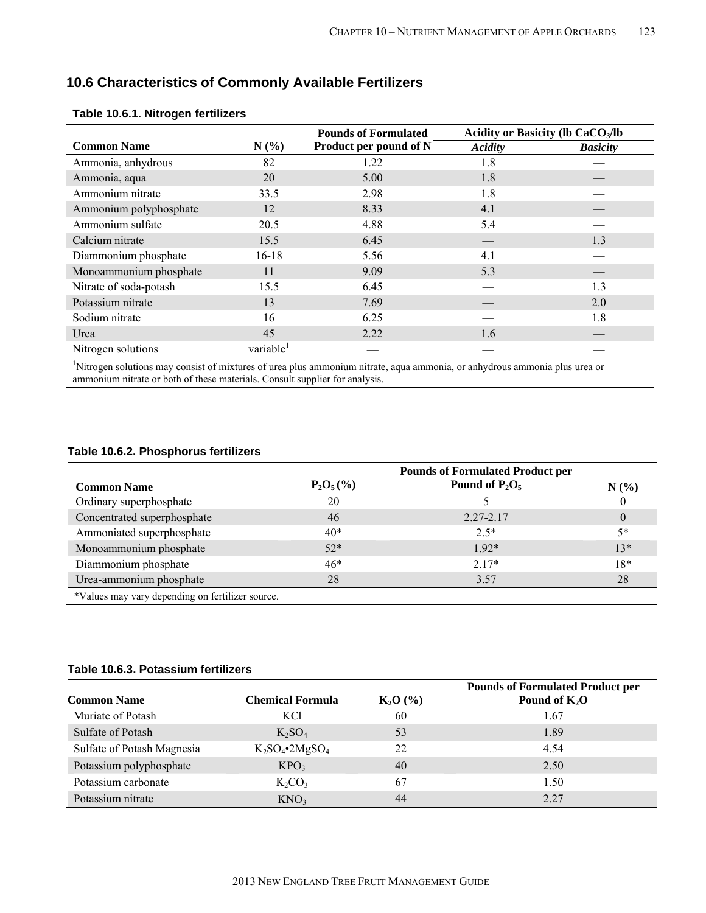## 10.6 Characteristics of Commonly Available Fertilizers

**Table 10.6.1. Nitrogen fertilizers**

| Common Name | N (%) | Pounds of Formulated Product per pound of N | Acidity or Basicity (lb $CaCO_3$/lb | |
|---|---|---|---|---|
| | | | *Acidity* | *Basicity* |
| Ammonia, anhydrous | 82 | 1.22 | 1.8 | — |
| Ammonia, aqua | 20 | 5.00 | 1.8 | — |
| Ammonium nitrate | 33.5 | 2.98 | 1.8 | — |
| Ammonium polyphosphate | 12 | 8.33 | 4.1 | — |
| Ammonium sulfate | 20.5 | 4.88 | 5.4 | — |
| Calcium nitrate | 15.5 | 6.45 | — | 1.3 |
| Diammonium phosphate | 16-18 | 5.56 | 4.1 | — |
| Monoammonium phosphate | 11 | 9.09 | 5.3 | — |
| Nitrate of soda-potash | 15.5 | 6.45 | — | 1.3 |
| Potassium nitrate | 13 | 7.69 | — | 2.0 |
| Sodium nitrate | 16 | 6.25 | — | 1.8 |
| Urea | 45 | 2.22 | 1.6 | — |
| Nitrogen solutions | variable[1] | — | — | — |

[1]Nitrogen solutions may consist of mixtures of urea plus ammonium nitrate, aqua ammonia, or anhydrous ammonia plus urea or ammonium nitrate or both of these materials. Consult supplier for analysis.

**Table 10.6.2. Phosphorus fertilizers**

| Common Name | $P_2O_5$ (%) | Pounds of Formulated Product per Pound of $P_2O_5$ | N (%) |
|---|---|---|---|
| Ordinary superphosphate | 20 | 5 | 0 |
| Concentrated superphosphate | 46 | 2.27-2.17 | 0 |
| Ammoniated superphosphate | 40* | 2.5* | 5* |
| Monoammonium phosphate | 52* | 1.92* | 13* |
| Diammonium phosphate | 46* | 2.17* | 18* |
| Urea-ammonium phosphate | 28 | 3.57 | 28 |

*Values may vary depending on fertilizer source.

**Table 10.6.3. Potassium fertilizers**

| Common Name | Chemical Formula | $K_2O$ (%) | Pounds of Formulated Product per Pound of $K_2O$ |
|---|---|---|---|
| Muriate of Potash | $KCl$ | 60 | 1.67 |
| Sulfate of Potash | $K_2SO_4$ | 53 | 1.89 |
| Sulfate of Potash Magnesia | $K_2SO_4 \cdot 2MgSO_4$ | 22 | 4.54 |
| Potassium polyphosphate | $KPO_3$ | 40 | 2.50 |
| Potassium carbonate | $K_2CO_3$ | 67 | 1.50 |
| Potassium nitrate | $KNO_3$ | 44 | 2.27 |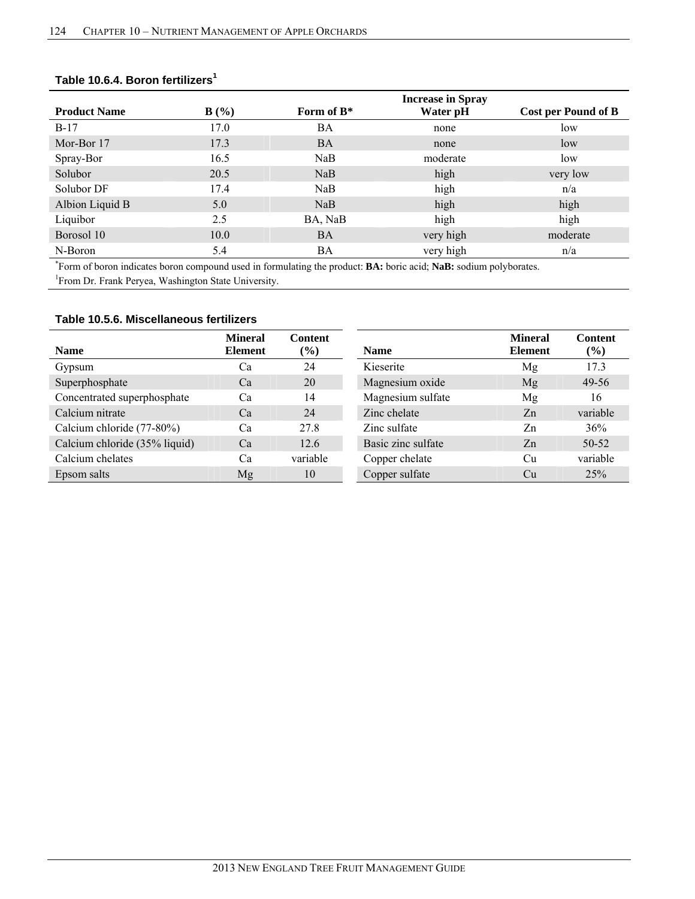### Table 10.6.4. Boron fertilizers[1]

| Product Name | B (%) | Form of B* | Increase in Spray Water pH | Cost per Pound of B |
|---|---|---|---|---|
| B-17 | 17.0 | BA | none | low |
| Mor-Bor 17 | 17.3 | BA | none | low |
| Spray-Bor | 16.5 | NaB | moderate | low |
| Solubor | 20.5 | NaB | high | very low |
| Solubor DF | 17.4 | NaB | high | n/a |
| Albion Liquid B | 5.0 | NaB | high | high |
| Liquibor | 2.5 | BA, NaB | high | high |
| Borosol 10 | 10.0 | BA | very high | moderate |
| N-Boron | 5.4 | BA | very high | n/a |

*Form of boron indicates boron compound used in formulating the product: **BA:** boric acid; **NaB:** sodium polyborates.

[1]From Dr. Frank Peryea, Washington State University.

### Table 10.5.6. Miscellaneous fertilizers

| Name | Mineral Element | Content (%) |
|---|---|---|
| Gypsum | Ca | 24 |
| Superphosphate | Ca | 20 |
| Concentrated superphosphate | Ca | 14 |
| Calcium nitrate | Ca | 24 |
| Calcium chloride (77-80%) | Ca | 27.8 |
| Calcium chloride (35% liquid) | Ca | 12.6 |
| Calcium chelates | Ca | variable |
| Epsom salts | Mg | 10 |
| Kieserite | Mg | 17.3 |
| Magnesium oxide | Mg | 49-56 |
| Magnesium sulfate | Mg | 16 |
| Zinc chelate | Zn | variable |
| Zinc sulfate | Zn | 36% |
| Basic zinc sulfate | Zn | 50-52 |
| Copper chelate | Cu | variable |
| Copper sulfate | Cu | 25% |